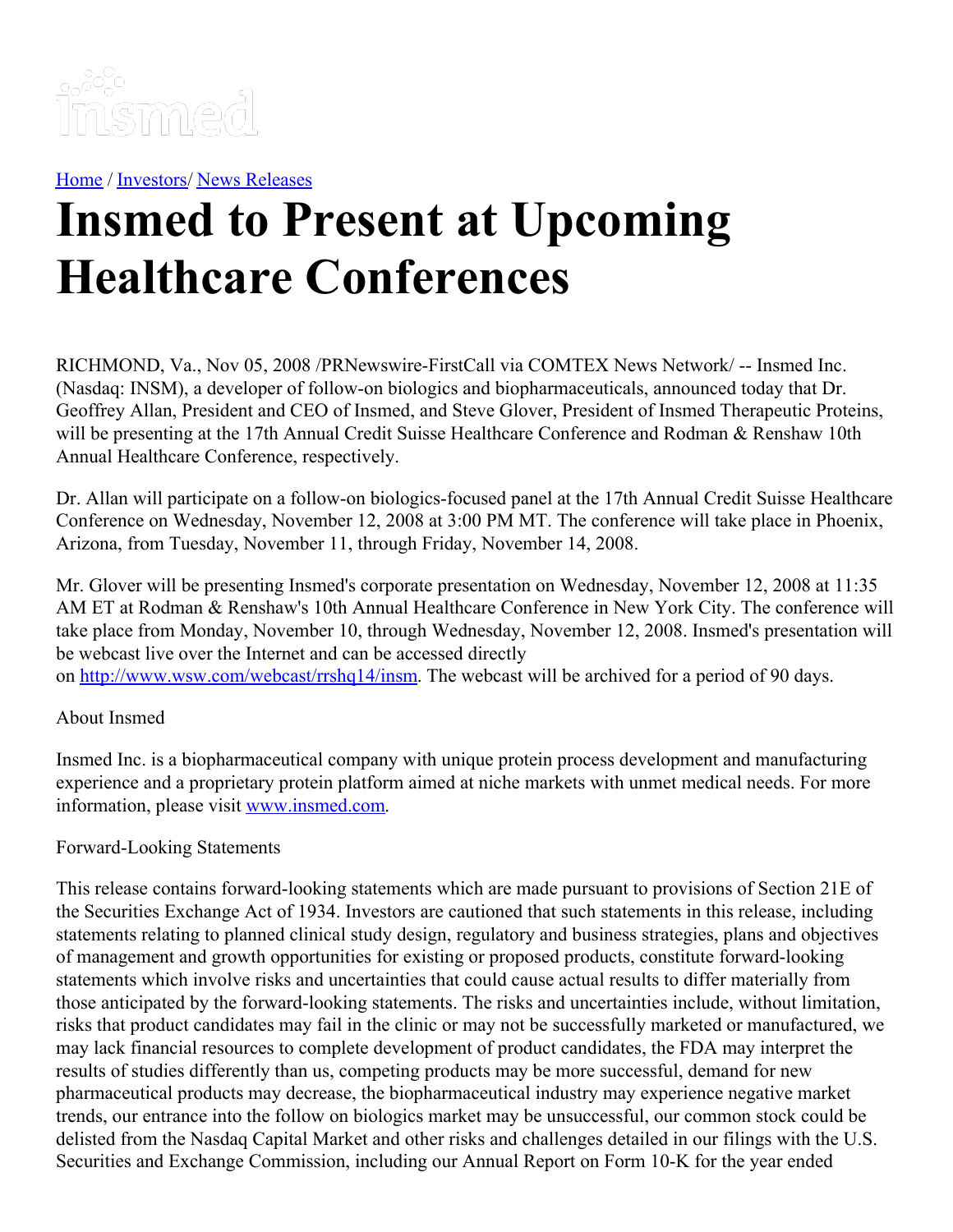[Home](#) / [Investors](#)/ [News Releases](#)

# Insmed to Present at Upcoming Healthcare Conferences

RICHMOND, Va., Nov 05, 2008 /PRNewswire-FirstCall via COMTEX News Network/ -- Insmed Inc. (Nasdaq: INSM), a developer of follow-on biologics and biopharmaceuticals, announced today that Dr. Geoffrey Allan, President and CEO of Insmed, and Steve Glover, President of Insmed Therapeutic Proteins, will be presenting at the 17th Annual Credit Suisse Healthcare Conference and Rodman & Renshaw 10th Annual Healthcare Conference, respectively.

Dr. Allan will participate on a follow-on biologics-focused panel at the 17th Annual Credit Suisse Healthcare Conference on Wednesday, November 12, 2008 at 3:00 PM MT. The conference will take place in Phoenix, Arizona, from Tuesday, November 11, through Friday, November 14, 2008.

Mr. Glover will be presenting Insmed's corporate presentation on Wednesday, November 12, 2008 at 11:35 AM ET at Rodman & Renshaw's 10th Annual Healthcare Conference in New York City. The conference will take place from Monday, November 10, through Wednesday, November 12, 2008. Insmed's presentation will be webcast live over the Internet and can be accessed directly on [http://www.wsw.com/webcast/rrshq14/insm](http://www.wsw.com/webcast/rrshq14/insm). The webcast will be archived for a period of 90 days.

About Insmed

Insmed Inc. is a biopharmaceutical company with unique protein process development and manufacturing experience and a proprietary protein platform aimed at niche markets with unmet medical needs. For more information, please visit [www.insmed.com](http://www.insmed.com).

Forward-Looking Statements

This release contains forward-looking statements which are made pursuant to provisions of Section 21E of the Securities Exchange Act of 1934. Investors are cautioned that such statements in this release, including statements relating to planned clinical study design, regulatory and business strategies, plans and objectives of management and growth opportunities for existing or proposed products, constitute forward-looking statements which involve risks and uncertainties that could cause actual results to differ materially from those anticipated by the forward-looking statements. The risks and uncertainties include, without limitation, risks that product candidates may fail in the clinic or may not be successfully marketed or manufactured, we may lack financial resources to complete development of product candidates, the FDA may interpret the results of studies differently than us, competing products may be more successful, demand for new pharmaceutical products may decrease, the biopharmaceutical industry may experience negative market trends, our entrance into the follow on biologics market may be unsuccessful, our common stock could be delisted from the Nasdaq Capital Market and other risks and challenges detailed in our filings with the U.S. Securities and Exchange Commission, including our Annual Report on Form 10-K for the year ended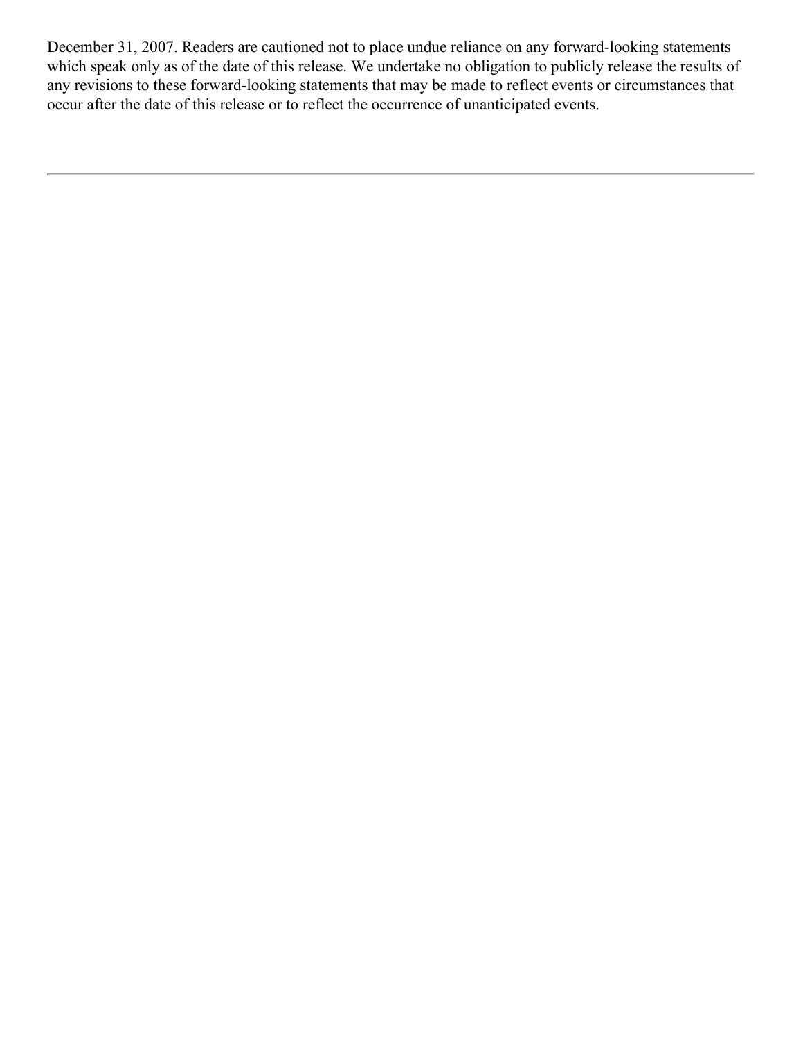December 31, 2007. Readers are cautioned not to place undue reliance on any forward-looking statements which speak only as of the date of this release. We undertake no obligation to publicly release the results of any revisions to these forward-looking statements that may be made to reflect events or circumstances that occur after the date of this release or to reflect the occurrence of unanticipated events.

---